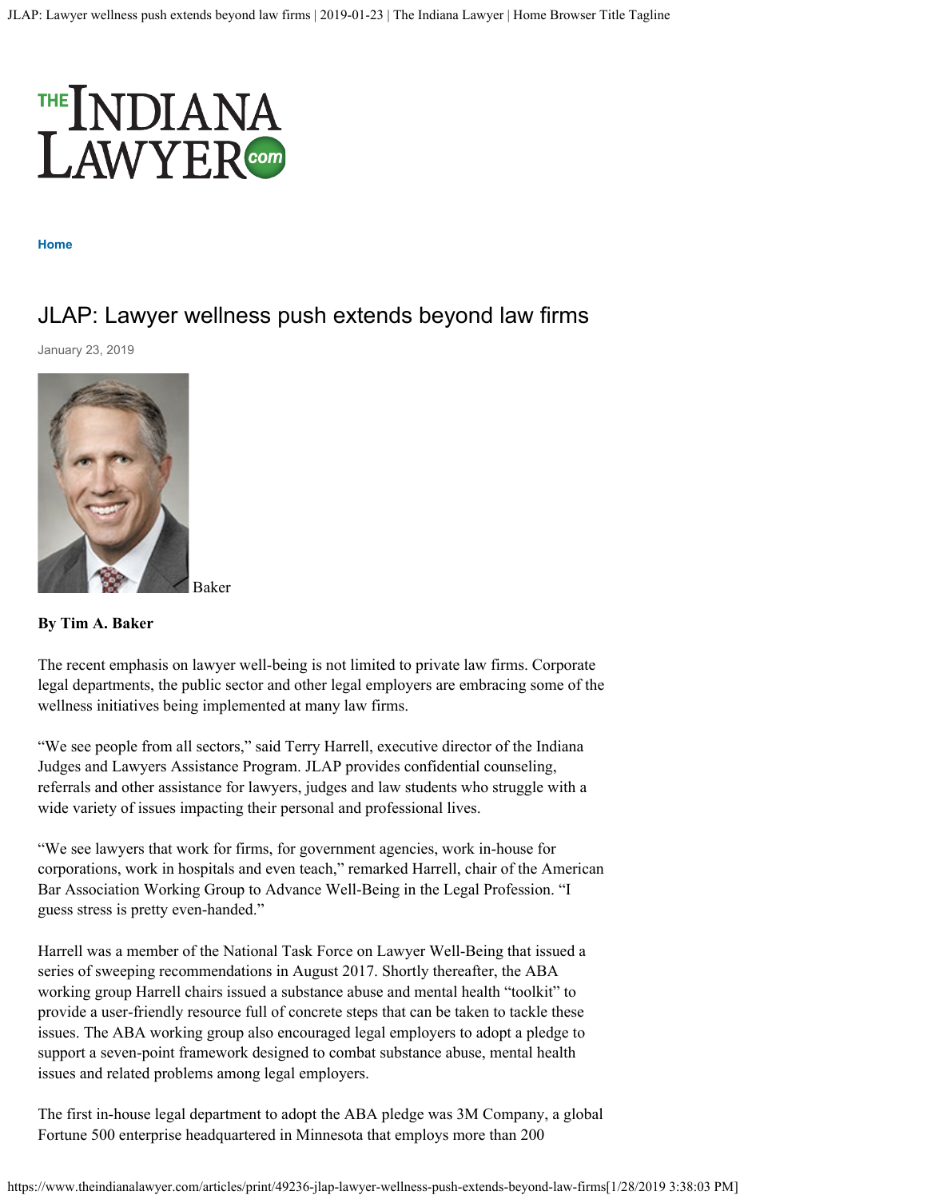Home

# JLAP: Lawyer wellness push extends beyond law firms

January 23, 2019

Baker

**By Tim A. Baker**

The recent emphasis on lawyer well-being is not limited to private law firms. Corporate legal departments, the public sector and other legal employers are embracing some of the wellness initiatives being implemented at many law firms.

"We see people from all sectors," said Terry Harrell, executive director of the Indiana Judges and Lawyers Assistance Program. JLAP provides confidential counseling, referrals and other assistance for lawyers, judges and law students who struggle with a wide variety of issues impacting their personal and professional lives.

"We see lawyers that work for firms, for government agencies, work in-house for corporations, work in hospitals and even teach," remarked Harrell, chair of the American Bar Association Working Group to Advance Well-Being in the Legal Profession. "I guess stress is pretty even-handed."

Harrell was a member of the National Task Force on Lawyer Well-Being that issued a series of sweeping recommendations in August 2017. Shortly thereafter, the ABA working group Harrell chairs issued a substance abuse and mental health "toolkit" to provide a user-friendly resource full of concrete steps that can be taken to tackle these issues. The ABA working group also encouraged legal employers to adopt a pledge to support a seven-point framework designed to combat substance abuse, mental health issues and related problems among legal employers.

The first in-house legal department to adopt the ABA pledge was 3M Company, a global Fortune 500 enterprise headquartered in Minnesota that employs more than 200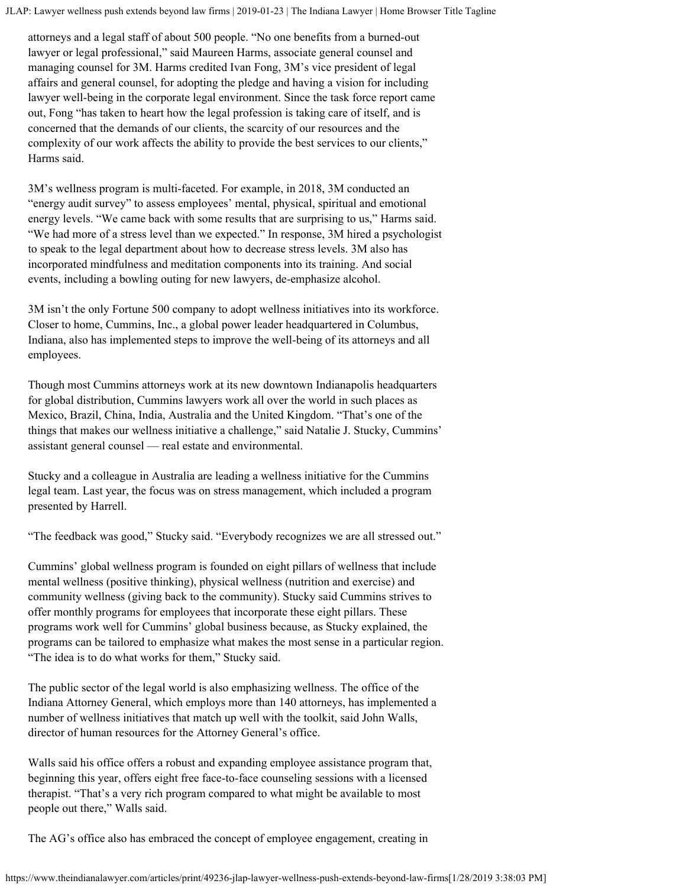attorneys and a legal staff of about 500 people. "No one benefits from a burned-out lawyer or legal professional," said Maureen Harms, associate general counsel and managing counsel for 3M. Harms credited Ivan Fong, 3M's vice president of legal affairs and general counsel, for adopting the pledge and having a vision for including lawyer well-being in the corporate legal environment. Since the task force report came out, Fong "has taken to heart how the legal profession is taking care of itself, and is concerned that the demands of our clients, the scarcity of our resources and the complexity of our work affects the ability to provide the best services to our clients," Harms said.

3M's wellness program is multi-faceted. For example, in 2018, 3M conducted an "energy audit survey" to assess employees' mental, physical, spiritual and emotional energy levels. "We came back with some results that are surprising to us," Harms said. "We had more of a stress level than we expected." In response, 3M hired a psychologist to speak to the legal department about how to decrease stress levels. 3M also has incorporated mindfulness and meditation components into its training. And social events, including a bowling outing for new lawyers, de-emphasize alcohol.

3M isn't the only Fortune 500 company to adopt wellness initiatives into its workforce. Closer to home, Cummins, Inc., a global power leader headquartered in Columbus, Indiana, also has implemented steps to improve the well-being of its attorneys and all employees.

Though most Cummins attorneys work at its new downtown Indianapolis headquarters for global distribution, Cummins lawyers work all over the world in such places as Mexico, Brazil, China, India, Australia and the United Kingdom. "That's one of the things that makes our wellness initiative a challenge," said Natalie J. Stucky, Cummins' assistant general counsel — real estate and environmental.

Stucky and a colleague in Australia are leading a wellness initiative for the Cummins legal team. Last year, the focus was on stress management, which included a program presented by Harrell.

"The feedback was good," Stucky said. "Everybody recognizes we are all stressed out."

Cummins' global wellness program is founded on eight pillars of wellness that include mental wellness (positive thinking), physical wellness (nutrition and exercise) and community wellness (giving back to the community). Stucky said Cummins strives to offer monthly programs for employees that incorporate these eight pillars. These programs work well for Cummins' global business because, as Stucky explained, the programs can be tailored to emphasize what makes the most sense in a particular region. "The idea is to do what works for them," Stucky said.

The public sector of the legal world is also emphasizing wellness. The office of the Indiana Attorney General, which employs more than 140 attorneys, has implemented a number of wellness initiatives that match up well with the toolkit, said John Walls, director of human resources for the Attorney General's office.

Walls said his office offers a robust and expanding employee assistance program that, beginning this year, offers eight free face-to-face counseling sessions with a licensed therapist. "That's a very rich program compared to what might be available to most people out there," Walls said.

The AG's office also has embraced the concept of employee engagement, creating in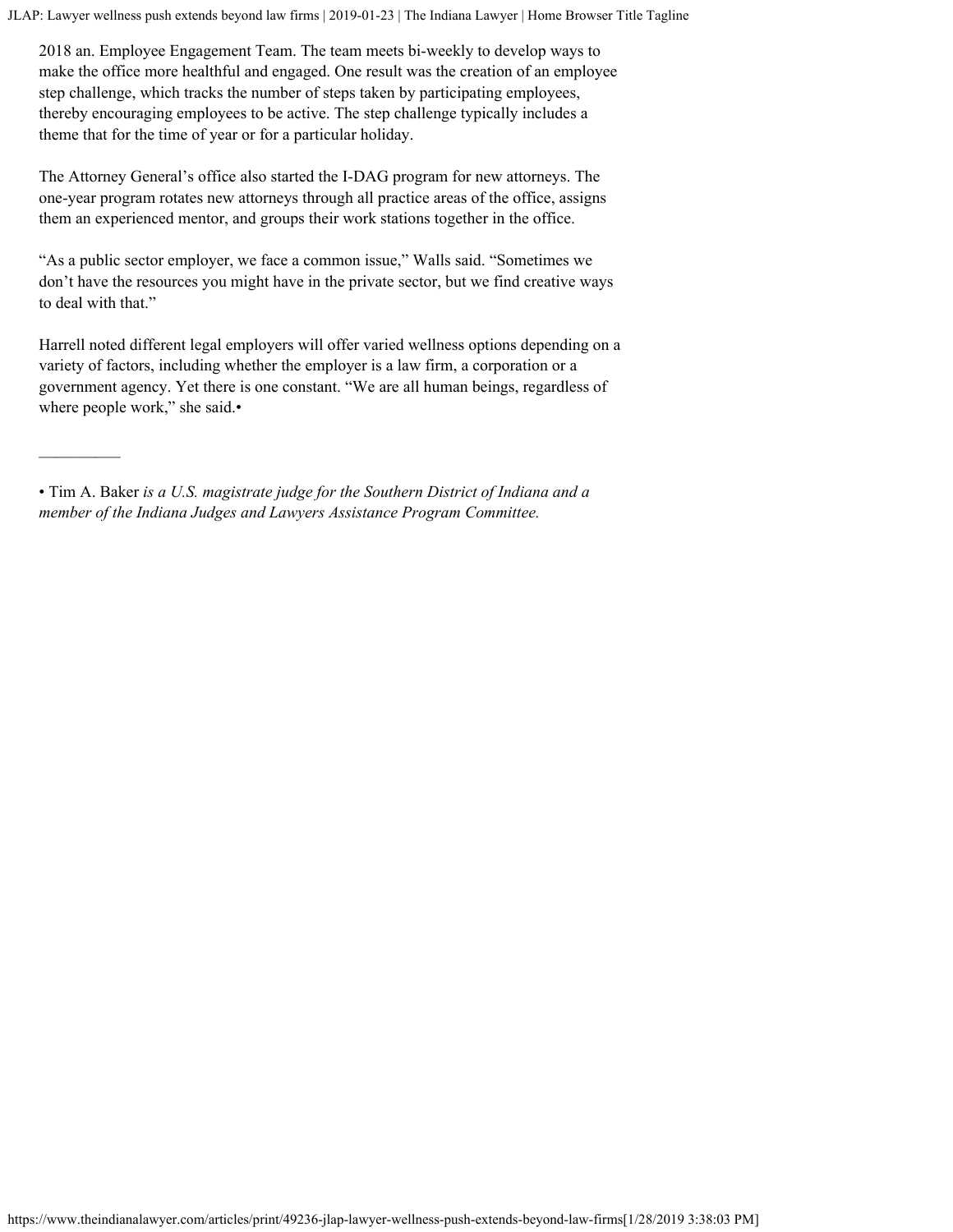2018 an. Employee Engagement Team. The team meets bi-weekly to develop ways to make the office more healthful and engaged. One result was the creation of an employee step challenge, which tracks the number of steps taken by participating employees, thereby encouraging employees to be active. The step challenge typically includes a theme that for the time of year or for a particular holiday.

The Attorney General's office also started the I-DAG program for new attorneys. The one-year program rotates new attorneys through all practice areas of the office, assigns them an experienced mentor, and groups their work stations together in the office.

"As a public sector employer, we face a common issue," Walls said. "Sometimes we don't have the resources you might have in the private sector, but we find creative ways to deal with that."

Harrell noted different legal employers will offer varied wellness options depending on a variety of factors, including whether the employer is a law firm, a corporation or a government agency. Yet there is one constant. "We are all human beings, regardless of where people work," she said.•

__________

• Tim A. Baker *is a U.S. magistrate judge for the Southern District of Indiana and a member of the Indiana Judges and Lawyers Assistance Program Committee.*